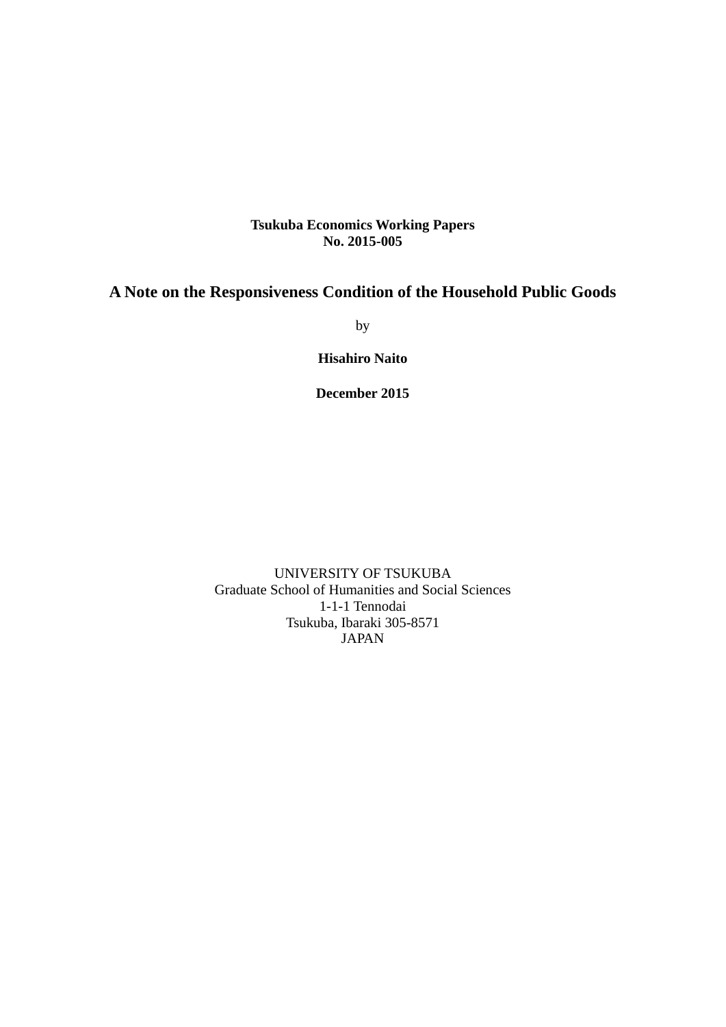**Tsukuba Economics Working Papers**
**No. 2015-005**

# A Note on the Responsiveness Condition of the Household Public Goods

by

**Hisahiro Naito**

**December 2015**

UNIVERSITY OF TSUKUBA
Graduate School of Humanities and Social Sciences
1-1-1 Tennodai
Tsukuba, Ibaraki 305-8571
JAPAN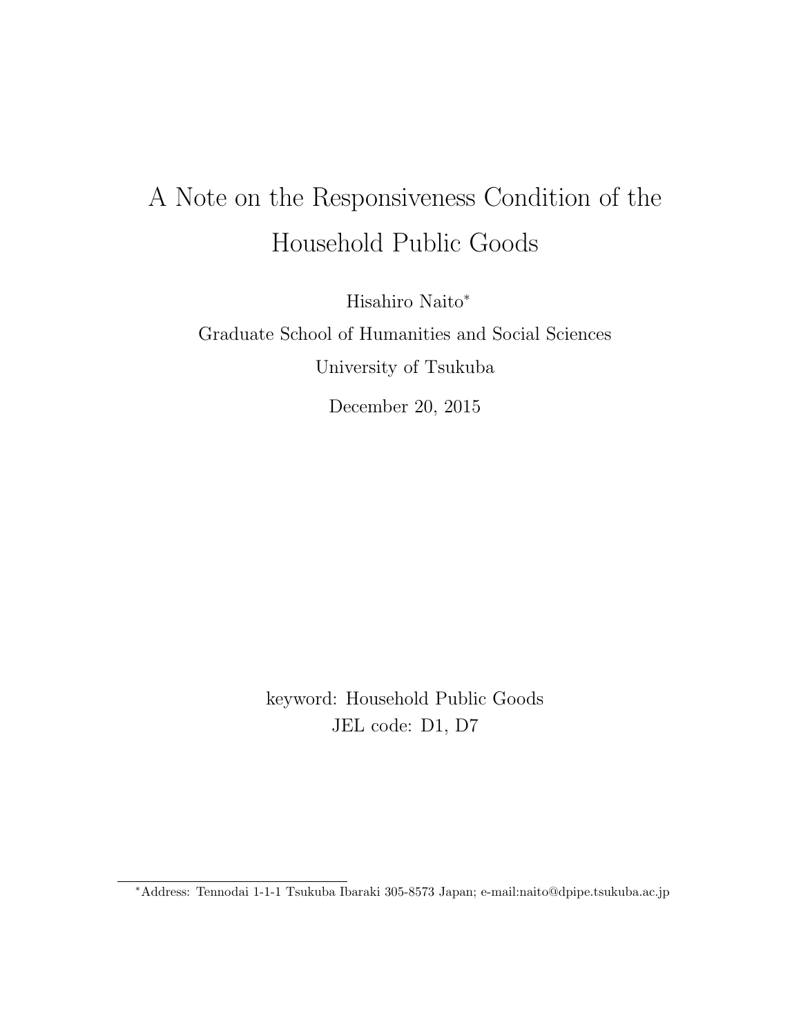# A Note on the Responsiveness Condition of the Household Public Goods

Hisahiro Naito*

Graduate School of Humanities and Social Sciences

University of Tsukuba

December 20, 2015

keyword: Household Public Goods

JEL code: D1, D7

*Address: Tennodai 1-1-1 Tsukuba Ibaraki 305-8573 Japan; e-mail:naito@dpipe.tsukuba.ac.jp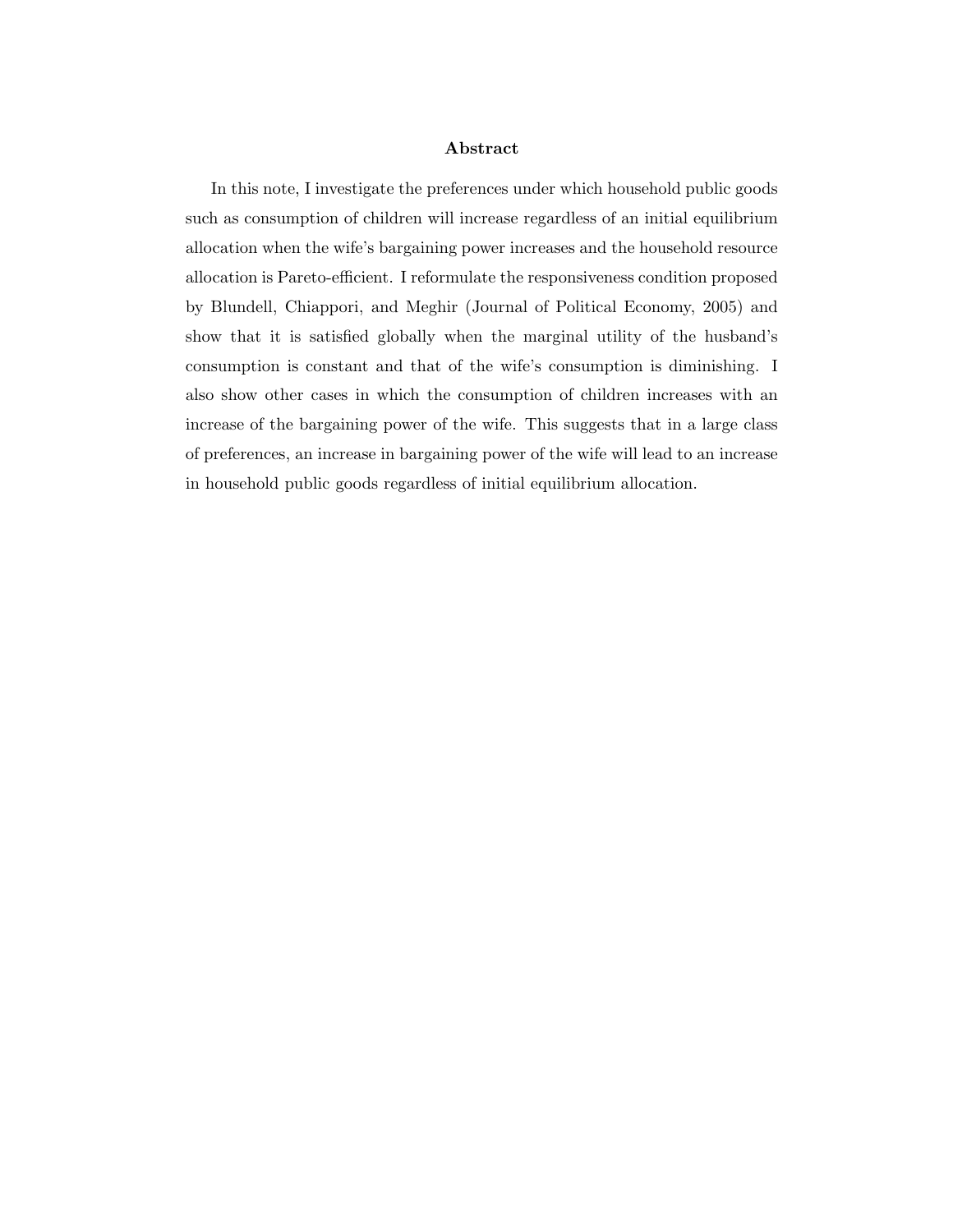**Abstract**

In this note, I investigate the preferences under which household public goods such as consumption of children will increase regardless of an initial equilibrium allocation when the wife's bargaining power increases and the household resource allocation is Pareto-efficient. I reformulate the responsiveness condition proposed by Blundell, Chiappori, and Meghir (Journal of Political Economy, 2005) and show that it is satisfied globally when the marginal utility of the husband's consumption is constant and that of the wife's consumption is diminishing. I also show other cases in which the consumption of children increases with an increase of the bargaining power of the wife. This suggests that in a large class of preferences, an increase in bargaining power of the wife will lead to an increase in household public goods regardless of initial equilibrium allocation.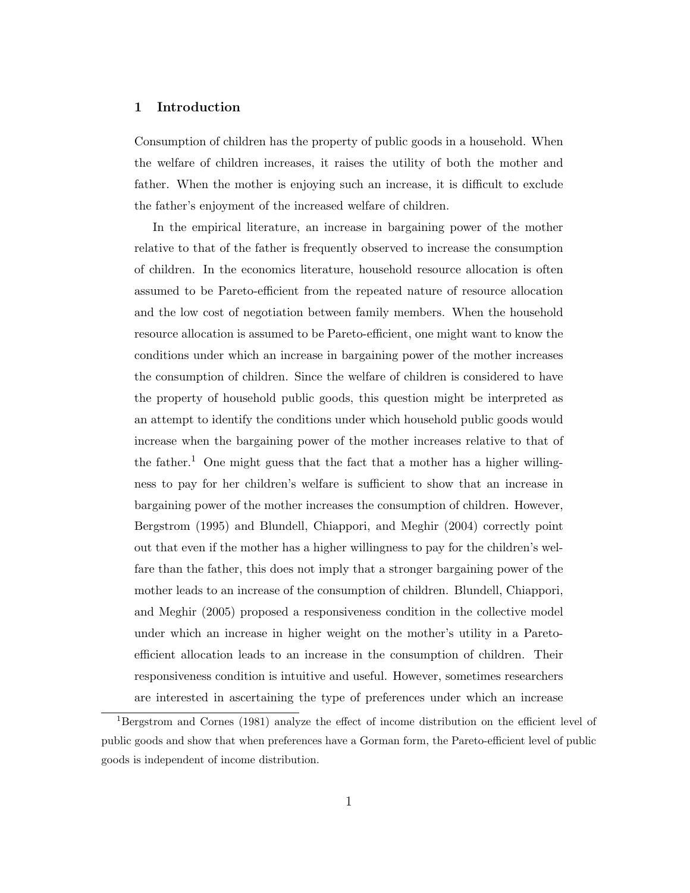## 1 Introduction

Consumption of children has the property of public goods in a household. When the welfare of children increases, it raises the utility of both the mother and father. When the mother is enjoying such an increase, it is difficult to exclude the father's enjoyment of the increased welfare of children.

In the empirical literature, an increase in bargaining power of the mother relative to that of the father is frequently observed to increase the consumption of children. In the economics literature, household resource allocation is often assumed to be Pareto-efficient from the repeated nature of resource allocation and the low cost of negotiation between family members. When the household resource allocation is assumed to be Pareto-efficient, one might want to know the conditions under which an increase in bargaining power of the mother increases the consumption of children. Since the welfare of children is considered to have the property of household public goods, this question might be interpreted as an attempt to identify the conditions under which household public goods would increase when the bargaining power of the mother increases relative to that of the father.[1] One might guess that the fact that a mother has a higher willingness to pay for her children's welfare is sufficient to show that an increase in bargaining power of the mother increases the consumption of children. However, Bergstrom (1995) and Blundell, Chiappori, and Meghir (2004) correctly point out that even if the mother has a higher willingness to pay for the children's welfare than the father, this does not imply that a stronger bargaining power of the mother leads to an increase of the consumption of children. Blundell, Chiappori, and Meghir (2005) proposed a responsiveness condition in the collective model under which an increase in higher weight on the mother's utility in a Pareto-efficient allocation leads to an increase in the consumption of children. Their responsiveness condition is intuitive and useful. However, sometimes researchers are interested in ascertaining the type of preferences under which an increase

[1] Bergstrom and Cornes (1981) analyze the effect of income distribution on the efficient level of public goods and show that when preferences have a Gorman form, the Pareto-efficient level of public goods is independent of income distribution.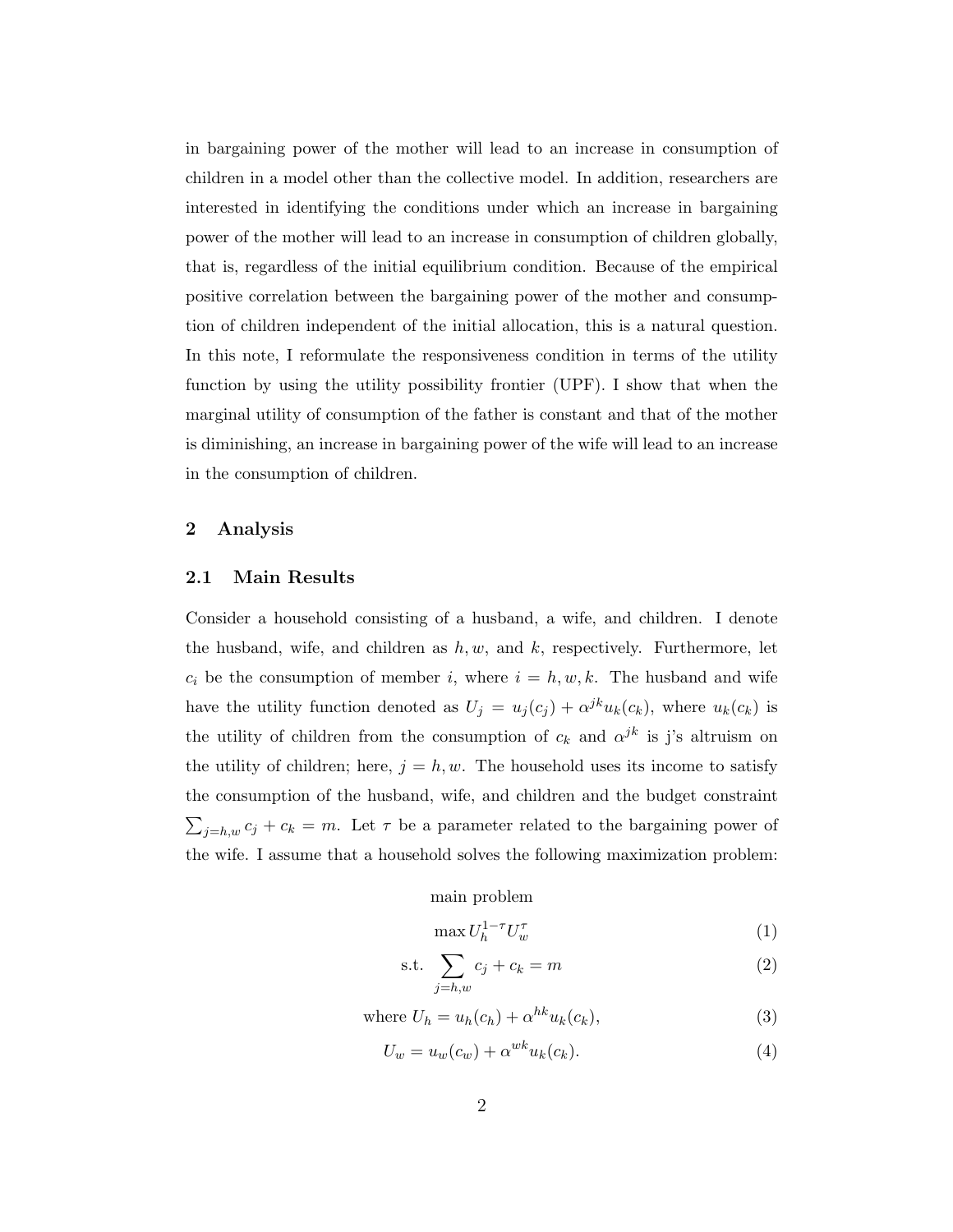in bargaining power of the mother will lead to an increase in consumption of children in a model other than the collective model. In addition, researchers are interested in identifying the conditions under which an increase in bargaining power of the mother will lead to an increase in consumption of children globally, that is, regardless of the initial equilibrium condition. Because of the empirical positive correlation between the bargaining power of the mother and consumption of children independent of the initial allocation, this is a natural question. In this note, I reformulate the responsiveness condition in terms of the utility function by using the utility possibility frontier (UPF). I show that when the marginal utility of consumption of the father is constant and that of the mother is diminishing, an increase in bargaining power of the wife will lead to an increase in the consumption of children.

## 2 Analysis

### 2.1 Main Results

Consider a household consisting of a husband, a wife, and children. I denote the husband, wife, and children as $h, w$, and $k$, respectively. Furthermore, let $c_i$ be the consumption of member $i$, where $i = h, w, k$. The husband and wife have the utility function denoted as $U_j = u_j(c_j) + \alpha^{jk} u_k(c_k)$, where $u_k(c_k)$ is the utility of children from the consumption of $c_k$ and $\alpha^{jk}$ is j's altruism on the utility of children; here, $j = h, w$. The household uses its income to satisfy the consumption of the husband, wife, and children and the budget constraint $\sum_{j=h,w} c_j + c_k = m$. Let $\tau$ be a parameter related to the bargaining power of the wife. I assume that a household solves the following maximization problem:

main problem

$$\max U_h^{1-\tau} U_w^{\tau} \tag{1}$$

$$\text{s.t.} \sum_{j=h,w} c_j + c_k = m \tag{2}$$

$$\text{where } U_h = u_h(c_h) + \alpha^{hk} u_k(c_k), \tag{3}$$

$$U_w = u_w(c_w) + \alpha^{wk} u_k(c_k). \tag{4}$$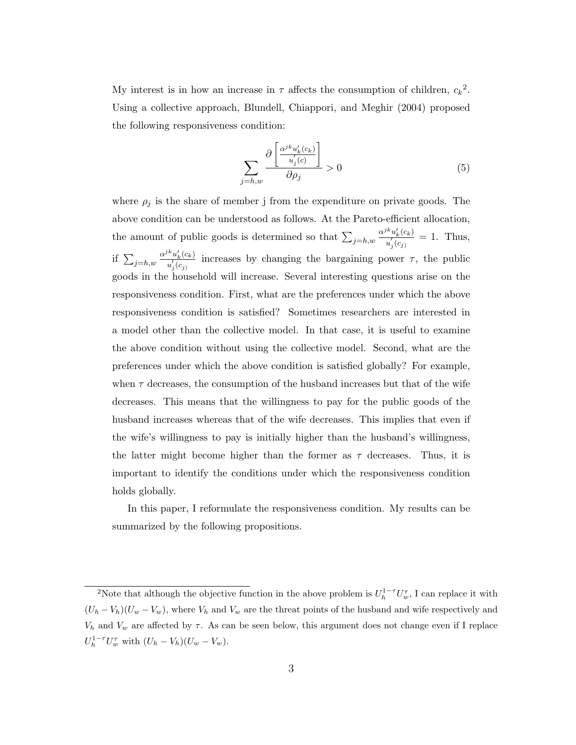My interest is in how an increase in $\tau$ affects the consumption of children, $c_k$[2]. Using a collective approach, Blundell, Chiappori, and Meghir (2004) proposed the following responsiveness condition:

$$\sum_{j=h,w} \frac{\partial \left[ \frac{\alpha^{jk} u_k'(c_k)}{u_j'(c)} \right]}{\partial \rho_j} > 0 \tag{5}$$

where $\rho_j$ is the share of member j from the expenditure on private goods. The above condition can be understood as follows. At the Pareto-efficient allocation, the amount of public goods is determined so that $\sum_{j=h,w} \frac{\alpha^{jk} u_k'(c_k)}{u_j'(c_j)} = 1$. Thus, if $\sum_{j=h,w} \frac{\alpha^{jk} u_k'(c_k)}{u_j'(c_j)}$ increases by changing the bargaining power $\tau$, the public goods in the household will increase. Several interesting questions arise on the responsiveness condition. First, what are the preferences under which the above responsiveness condition is satisfied? Sometimes researchers are interested in a model other than the collective model. In that case, it is useful to examine the above condition without using the collective model. Second, what are the preferences under which the above condition is satisfied globally? For example, when $\tau$ decreases, the consumption of the husband increases but that of the wife decreases. This means that the willingness to pay for the public goods of the husband increases whereas that of the wife decreases. This implies that even if the wife's willingness to pay is initially higher than the husband's willingness, the latter might become higher than the former as $\tau$ decreases. Thus, it is important to identify the conditions under which the responsiveness condition holds globally.

In this paper, I reformulate the responsiveness condition. My results can be summarized by the following propositions.

---

[2] Note that although the objective function in the above problem is $U_h^{1-\tau} U_w^{\tau}$, I can replace it with $(U_h - V_h)(U_w - V_w)$, where $V_h$ and $V_w$ are the threat points of the husband and wife respectively and $V_h$ and $V_w$ are affected by $\tau$. As can be seen below, this argument does not change even if I replace $U_h^{1-\tau} U_w^{\tau}$ with $(U_h - V_h)(U_w - V_w)$.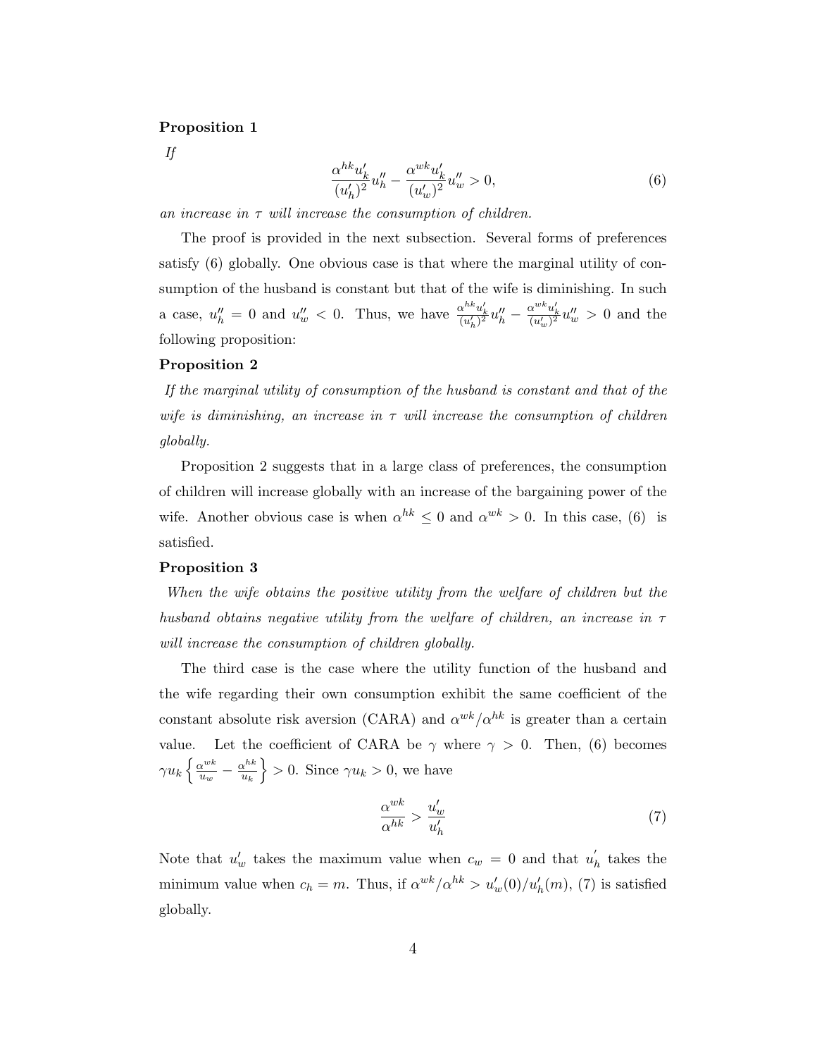**Proposition 1**

*If*

$$\frac{\alpha^{hk} u_k'}{(u_h')^2} u_h'' - \frac{\alpha^{wk} u_k'}{(u_w')^2} u_w'' > 0, \tag{6}$$

*an increase in $\tau$ will increase the consumption of children.*

The proof is provided in the next subsection. Several forms of preferences satisfy (6) globally. One obvious case is that where the marginal utility of consumption of the husband is constant but that of the wife is diminishing. In such a case, $u_h'' = 0$ and $u_w'' < 0$. Thus, we have $\frac{\alpha^{hk} u_k'}{(u_h')^2} u_h'' - \frac{\alpha^{wk} u_k'}{(u_w')^2} u_w'' > 0$ and the following proposition:

**Proposition 2**

*If the marginal utility of consumption of the husband is constant and that of the wife is diminishing, an increase in $\tau$ will increase the consumption of children globally.*

Proposition 2 suggests that in a large class of preferences, the consumption of children will increase globally with an increase of the bargaining power of the wife. Another obvious case is when $\alpha^{hk} \leq 0$ and $\alpha^{wk} > 0$. In this case, (6) is satisfied.

**Proposition 3**

*When the wife obtains the positive utility from the welfare of children but the husband obtains negative utility from the welfare of children, an increase in $\tau$ will increase the consumption of children globally.*

The third case is the case where the utility function of the husband and the wife regarding their own consumption exhibit the same coefficient of the constant absolute risk aversion (CARA) and $\alpha^{wk}/\alpha^{hk}$ is greater than a certain value. Let the coefficient of CARA be $\gamma$ where $\gamma > 0$. Then, (6) becomes $\gamma u_k \left\{ \frac{\alpha^{wk}}{u_w} - \frac{\alpha^{hk}}{u_k} \right\} > 0$. Since $\gamma u_k > 0$, we have

$$\frac{\alpha^{wk}}{\alpha^{hk}} > \frac{u_w'}{u_h'} \tag{7}$$

Note that $u_w'$ takes the maximum value when $c_w = 0$ and that $u_h'$ takes the minimum value when $c_h = m$. Thus, if $\alpha^{wk}/\alpha^{hk} > u_w'(0)/u_h'(m)$, (7) is satisfied globally.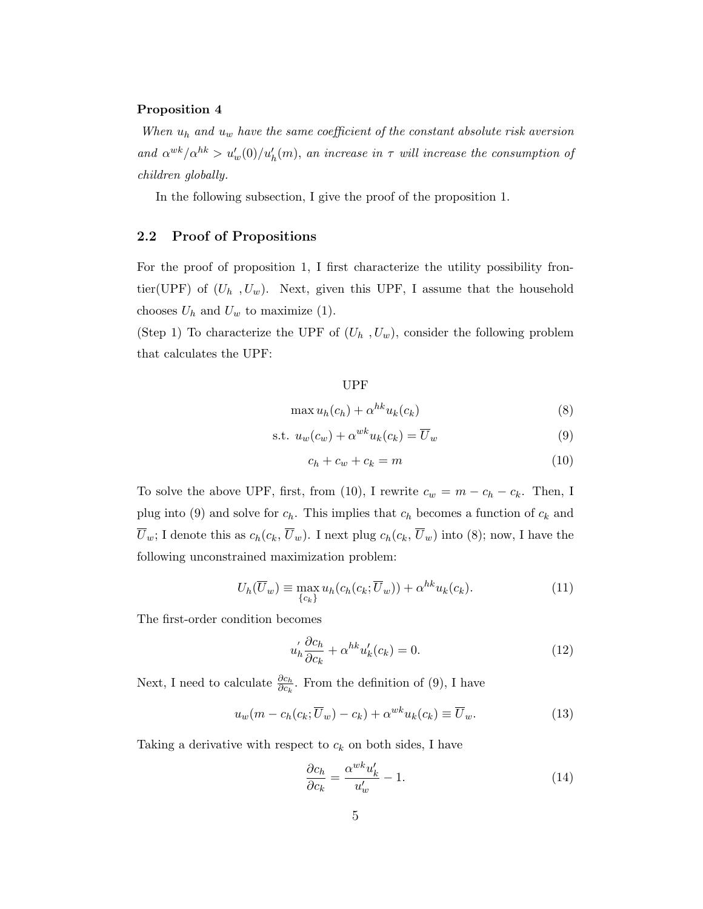**Proposition 4**

*When $u_h$ and $u_w$ have the same coefficient of the constant absolute risk aversion and $\alpha^{wk}/\alpha^{hk} > u'_w(0)/u'_h(m)$, an increase in $\tau$ will increase the consumption of children globally.*

In the following subsection, I give the proof of the proposition 1.

## 2.2 Proof of Propositions

For the proof of proposition 1, I first characterize the utility possibility frontier(UPF) of ($U_h$ ,$U_w$). Next, given this UPF, I assume that the household chooses $U_h$ and $U_w$ to maximize (1).

(Step 1) To characterize the UPF of ($U_h$ ,$U_w$), consider the following problem that calculates the UPF:

UPF

$$\max u_h(c_h) + \alpha^{hk} u_k(c_k) \tag{8}$$

$$\text{s.t. } u_w(c_w) + \alpha^{wk} u_k(c_k) = \overline{U}_w \tag{9}$$

$$c_h + c_w + c_k = m \tag{10}$$

To solve the above UPF, first, from (10), I rewrite $c_w = m - c_h - c_k$. Then, I plug into (9) and solve for $c_h$. This implies that $c_h$ becomes a function of $c_k$ and $\overline{U}_w$; I denote this as $c_h(c_k, \overline{U}_w)$. I next plug $c_h(c_k, \overline{U}_w)$ into (8); now, I have the following unconstrained maximization problem:

$$U_h(\overline{U}_w) \equiv \max_{\{c_k\}} u_h(c_h(c_k; \overline{U}_w)) + \alpha^{hk} u_k(c_k). \tag{11}$$

The first-order condition becomes

$$u_h^{'} \frac{\partial c_h}{\partial c_k} + \alpha^{hk} u'_k(c_k) = 0. \tag{12}$$

Next, I need to calculate $\frac{\partial c_h}{\partial c_k}$. From the definition of (9), I have

$$u_w(m - c_h(c_k; \overline{U}_w) - c_k) + \alpha^{wk} u_k(c_k) \equiv \overline{U}_w. \tag{13}$$

Taking a derivative with respect to $c_k$ on both sides, I have

$$\frac{\partial c_h}{\partial c_k} = \frac{\alpha^{wk} u'_k}{u'_w} - 1. \tag{14}$$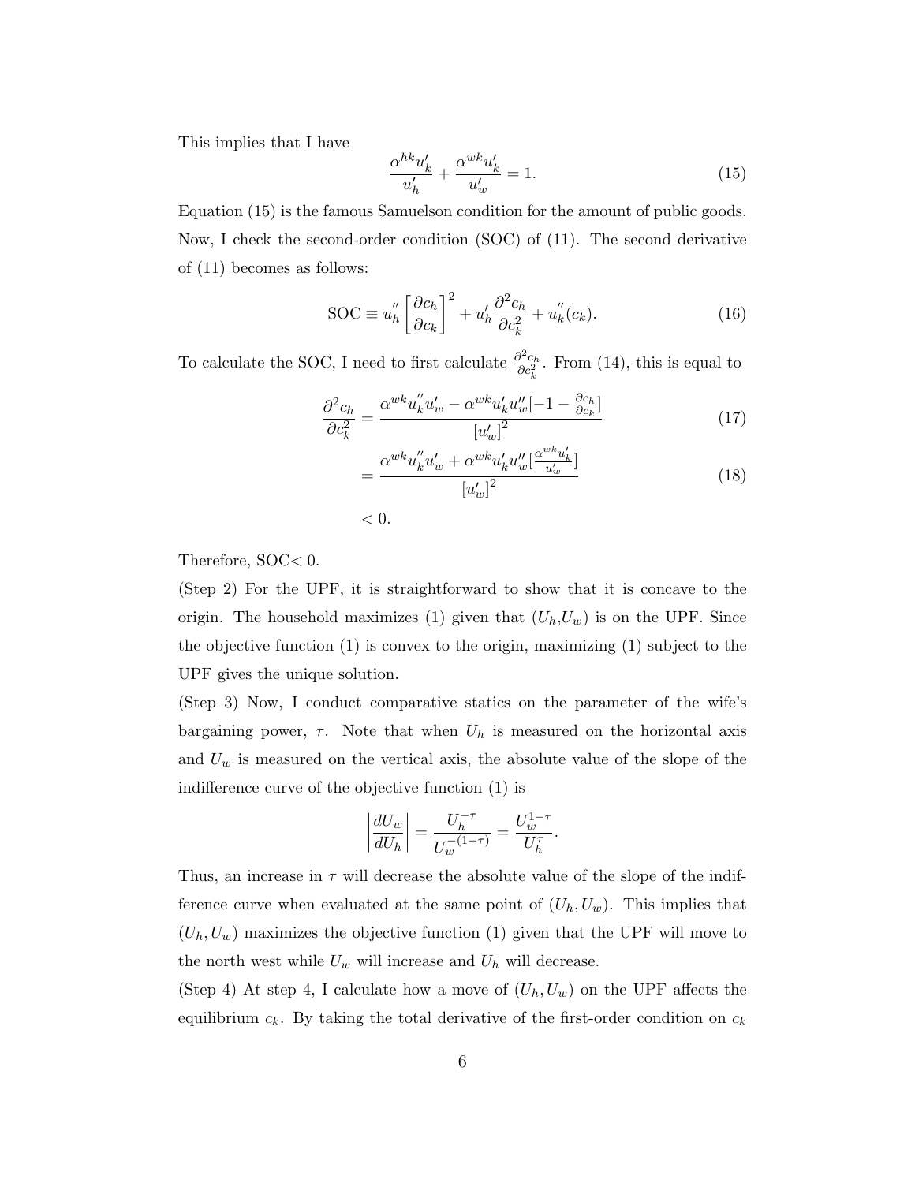This implies that I have

$$\frac{\alpha^{hk}u_k'}{u_h'} + \frac{\alpha^{wk}u_k'}{u_w'} = 1. \tag{15}$$

Equation (15) is the famous Samuelson condition for the amount of public goods. Now, I check the second-order condition (SOC) of (11). The second derivative of (11) becomes as follows:

$$\text{SOC} \equiv u_h^{''}\left[\frac{\partial c_h}{\partial c_k}\right]^2 + u_h'\frac{\partial^2 c_h}{\partial c_k^2} + u_k^{''}(c_k). \tag{16}$$

To calculate the SOC, I need to first calculate $\frac{\partial^2 c_h}{\partial c_k^2}$. From (14), this is equal to

$$\frac{\partial^2 c_h}{\partial c_k^2} = \frac{\alpha^{wk}u_k^{''}u_w' - \alpha^{wk}u_k'u_w''[-1 - \frac{\partial c_h}{\partial c_k}]}{[u_w']^2} \tag{17}$$

$$= \frac{\alpha^{wk}u_k^{''}u_w' + \alpha^{wk}u_k'u_w''[\frac{\alpha^{wk}u_k'}{u_w'}]}{[u_w']^2} \tag{18}$$

$$< 0.$$

Therefore, SOC$<0$.

(Step 2) For the UPF, it is straightforward to show that it is concave to the origin. The household maximizes (1) given that $(U_h, U_w)$ is on the UPF. Since the objective function (1) is convex to the origin, maximizing (1) subject to the UPF gives the unique solution.

(Step 3) Now, I conduct comparative statics on the parameter of the wife's bargaining power, $\tau$. Note that when $U_h$ is measured on the horizontal axis and $U_w$ is measured on the vertical axis, the absolute value of the slope of the indifference curve of the objective function (1) is

$$\left|\frac{dU_w}{dU_h}\right| = \frac{U_h^{-\tau}}{U_w^{-(1-\tau)}} = \frac{U_w^{1-\tau}}{U_h^{\tau}}.$$

Thus, an increase in $\tau$ will decrease the absolute value of the slope of the indifference curve when evaluated at the same point of $(U_h, U_w)$. This implies that $(U_h, U_w)$ maximizes the objective function (1) given that the UPF will move to the north west while $U_w$ will increase and $U_h$ will decrease.

(Step 4) At step 4, I calculate how a move of $(U_h, U_w)$ on the UPF affects the equilibrium $c_k$. By taking the total derivative of the first-order condition on $c_k$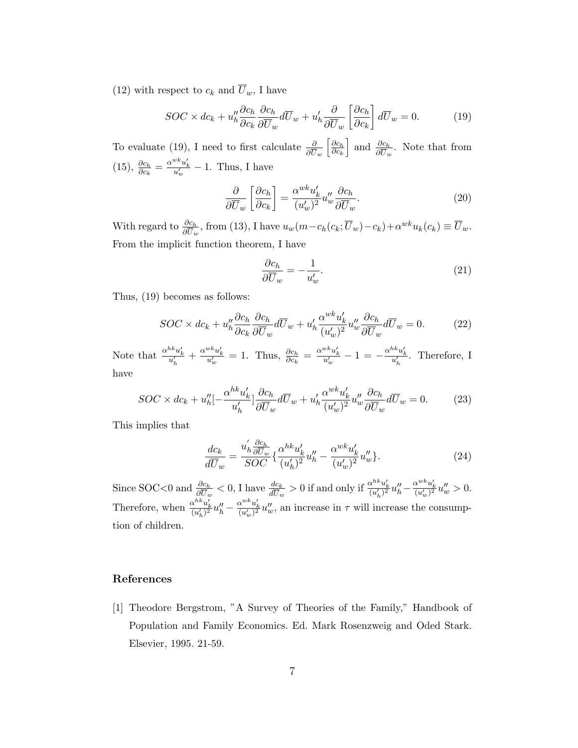(12) with respect to $c_k$ and $\overline{U}_w$, I have

$$SOC \times dc_k + u_h'' \frac{\partial c_h}{\partial c_k} \frac{\partial c_h}{\partial \overline{U}_w} d\overline{U}_w + u_h' \frac{\partial}{\partial \overline{U}_w} \left[ \frac{\partial c_h}{\partial c_k} \right] d\overline{U}_w = 0. \tag{19}$$

To evaluate (19), I need to first calculate $\frac{\partial}{\partial \overline{U}_w} \left[ \frac{\partial c_h}{\partial c_k} \right]$ and $\frac{\partial c_h}{\partial \overline{U}_w}$. Note that from (15), $\frac{\partial c_h}{\partial c_k} = \frac{\alpha^{wk} u_k'}{u_w'} - 1$. Thus, I have

$$\frac{\partial}{\partial \overline{U}_w} \left[ \frac{\partial c_h}{\partial c_k} \right] = \frac{\alpha^{wk} u_k'}{(u_w')^2} u_w'' \frac{\partial c_h}{\partial \overline{U}_w}. \tag{20}$$

With regard to $\frac{\partial c_h}{\partial \overline{U}_w}$, from (13), I have $u_w(m - c_h(c_k; \overline{U}_w) - c_k) + \alpha^{wk} u_k(c_k) \equiv \overline{U}_w$. From the implicit function theorem, I have

$$\frac{\partial c_h}{\partial \overline{U}_w} = -\frac{1}{u_w'}. \tag{21}$$

Thus, (19) becomes as follows:

$$SOC \times dc_k + u_h'' \frac{\partial c_h}{\partial c_k} \frac{\partial c_h}{\partial \overline{U}_w} d\overline{U}_w + u_h' \frac{\alpha^{wk} u_k'}{(u_w')^2} u_w'' \frac{\partial c_h}{\partial \overline{U}_w} d\overline{U}_w = 0. \tag{22}$$

Note that $\frac{\alpha^{hk} u_k'}{u_h'} + \frac{\alpha^{wk} u_k'}{u_w'} = 1$. Thus, $\frac{\partial c_h}{\partial c_k} = \frac{\alpha^{wk} u_k'}{u_w'} - 1 = -\frac{\alpha^{hk} u_k'}{u_h'}$. Therefore, I have

$$SOC \times dc_k + u_h'' [-\frac{\alpha^{hk} u_k'}{u_h'}] \frac{\partial c_h}{\partial \overline{U}_w} d\overline{U}_w + u_h' \frac{\alpha^{wk} u_k'}{(u_w')^2} u_w'' \frac{\partial c_h}{\partial \overline{U}_w} d\overline{U}_w = 0. \tag{23}$$

This implies that

$$\frac{dc_k}{d\overline{U}_w} = \frac{u_h' \frac{\partial c_h}{\partial \overline{U}_w}}{SOC} \{ \frac{\alpha^{hk} u_k'}{(u_h')^2} u_h'' - \frac{\alpha^{wk} u_k'}{(u_w')^2} u_w'' \}. \tag{24}$$

Since SOC<0 and $\frac{\partial c_h}{\partial \overline{U}_w} < 0$, I have $\frac{dc_k}{d\overline{U}_w} > 0$ if and only if $\frac{\alpha^{hk} u_k'}{(u_h')^2} u_h'' - \frac{\alpha^{wk} u_k'}{(u_w')^2} u_w'' > 0$. Therefore, when $\frac{\alpha^{hk} u_k'}{(u_h')^2} u_h'' - \frac{\alpha^{wk} u_k'}{(u_w')^2} u_w''$, an increase in $\tau$ will increase the consumption of children.

## References

[1] Theodore Bergstrom, "A Survey of Theories of the Family," Handbook of Population and Family Economics. Ed. Mark Rosenzweig and Oded Stark. Elsevier, 1995. 21-59.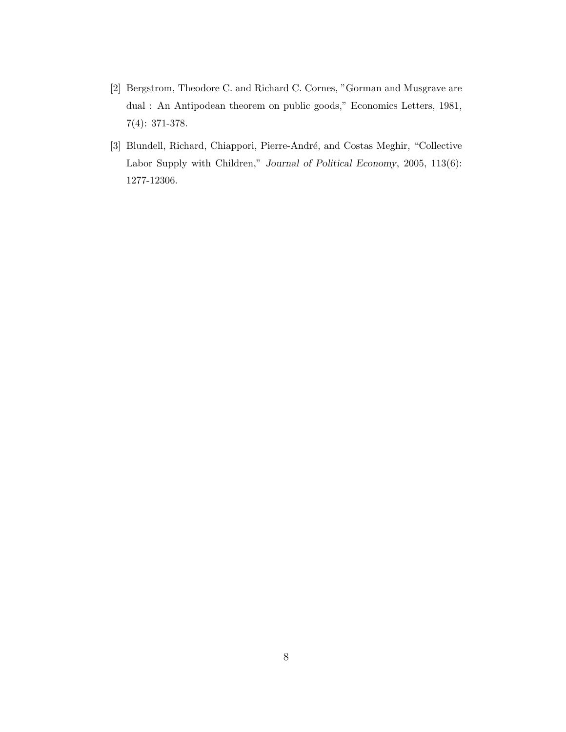[2] Bergstrom, Theodore C. and Richard C. Cornes, "Gorman and Musgrave are dual : An Antipodean theorem on public goods," Economics Letters, 1981, 7(4): 371-378.

[3] Blundell, Richard, Chiappori, Pierre-André, and Costas Meghir, "Collective Labor Supply with Children," *Journal of Political Economy*, 2005, 113(6): 1277-12306.